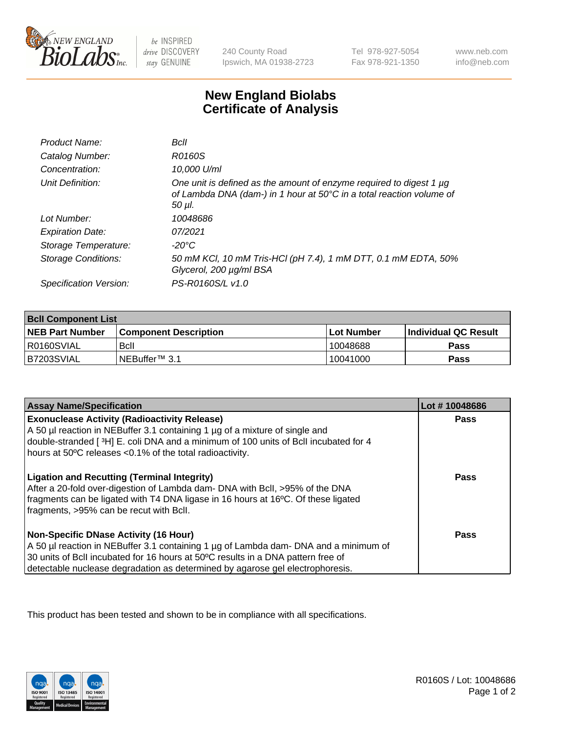# New England Biolabs Certificate of Analysis

| | |
|---|---|
| *Product Name:* | *BclI* |
| *Catalog Number:* | *R0160S* |
| *Concentration:* | *10,000 U/ml* |
| *Unit Definition:* | *One unit is defined as the amount of enzyme required to digest 1 µg of Lambda DNA (dam-) in 1 hour at 50°C in a total reaction volume of 50 µl.* |
| *Lot Number:* | *10048686* |
| *Expiration Date:* | *07/2021* |
| *Storage Temperature:* | *-20°C* |
| *Storage Conditions:* | *50 mM KCl, 10 mM Tris-HCl (pH 7.4), 1 mM DTT, 0.1 mM EDTA, 50% Glycerol, 200 µg/ml BSA* |
| *Specification Version:* | *PS-R0160S/L v1.0* |

| BclI Component List | | | |
|---|---|---|---|
| **NEB Part Number** | **Component Description** | **Lot Number** | **Individual QC Result** |
| R0160SVIAL | BclI | 10048688 | **Pass** |
| B7203SVIAL | NEBuffer™ 3.1 | 10041000 | **Pass** |

| Assay Name/Specification | Lot # 10048686 |
|---|---|
| **Exonuclease Activity (Radioactivity Release)** A 50 µl reaction in NEBuffer 3.1 containing 1 µg of a mixture of single and double-stranded [ $^3$H] E. coli DNA and a minimum of 100 units of BclI incubated for 4 hours at 50ºC releases <0.1% of the total radioactivity. | **Pass** |
| **Ligation and Recutting (Terminal Integrity)** After a 20-fold over-digestion of Lambda dam- DNA with BclI, >95% of the DNA fragments can be ligated with T4 DNA ligase in 16 hours at 16ºC. Of these ligated fragments, >95% can be recut with BclI. | **Pass** |
| **Non-Specific DNase Activity (16 Hour)** A 50 µl reaction in NEBuffer 3.1 containing 1 µg of Lambda dam- DNA and a minimum of 30 units of BclI incubated for 16 hours at 50ºC results in a DNA pattern free of detectable nuclease degradation as determined by agarose gel electrophoresis. | **Pass** |

This product has been tested and shown to be in compliance with all specifications.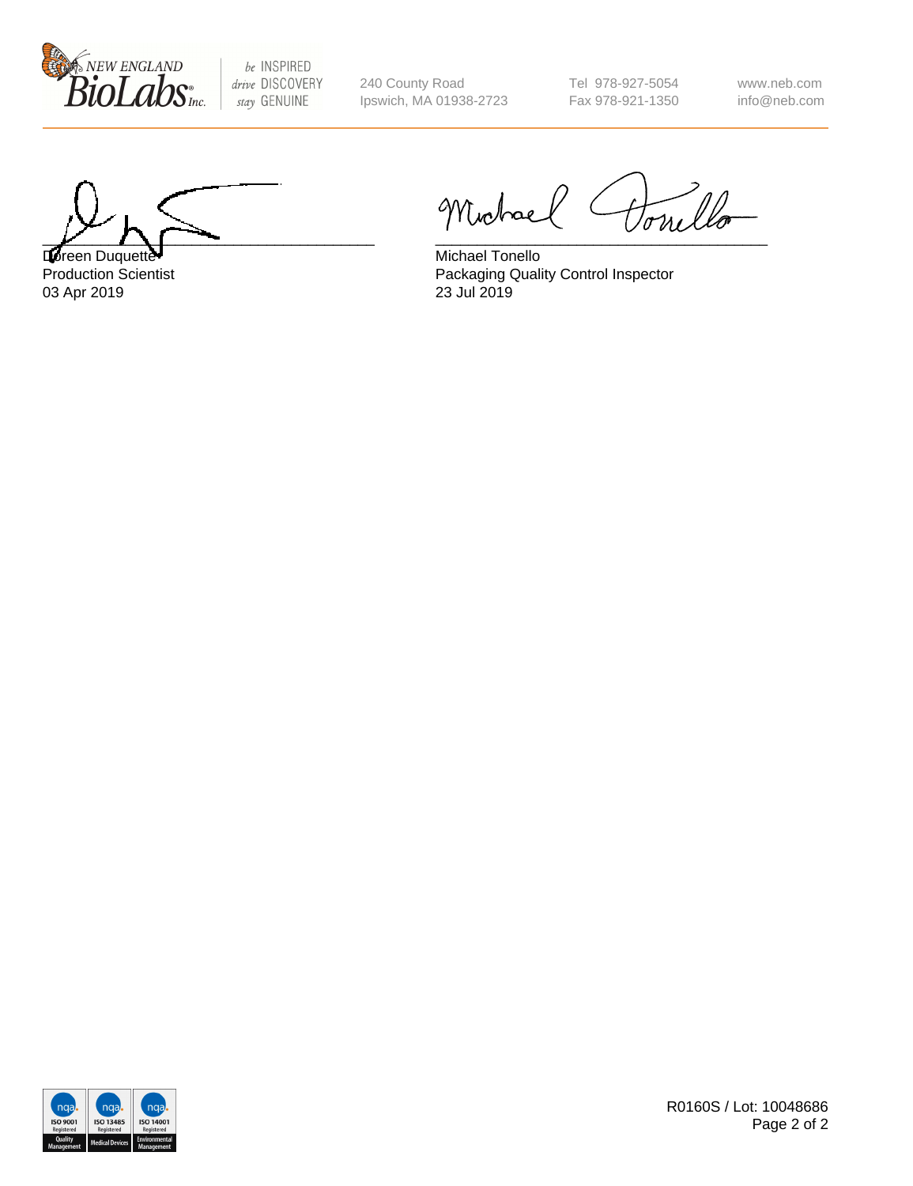Doreen Duquette
Production Scientist
03 Apr 2019

Michael Tonello
Packaging Quality Control Inspector
23 Jul 2019

R0160S / Lot: 10048686